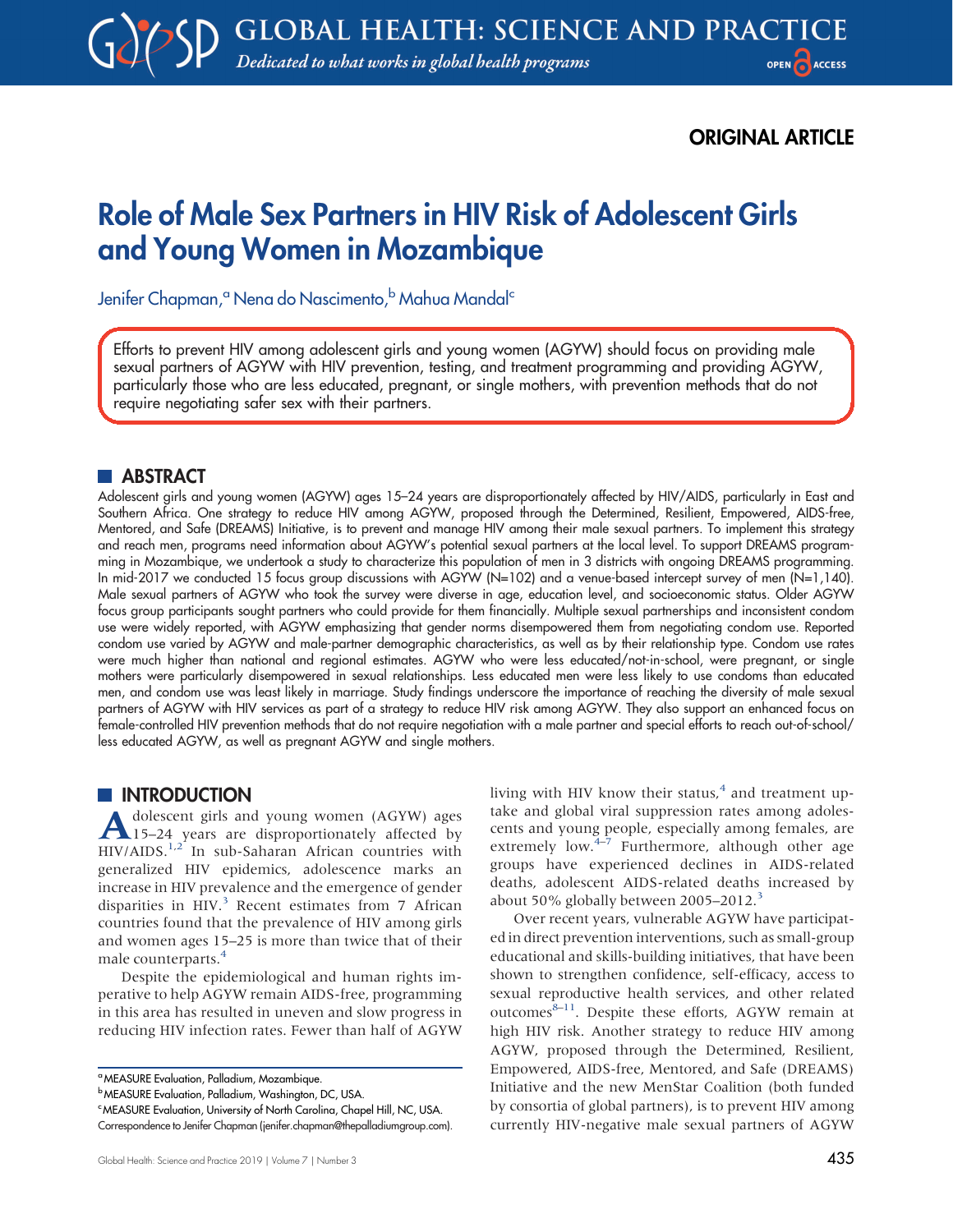ORIGINAL ARTICLE

# Role of Male Sex Partners in HIV Risk of Adolescent Girls and Young Women in Mozambique

Jenifer Chapman,[a] Nena do Nascimento,[b] Mahua Mandal[c]

Efforts to prevent HIV among adolescent girls and young women (AGYW) should focus on providing male sexual partners of AGYW with HIV prevention, testing, and treatment programming and providing AGYW, particularly those who are less educated, pregnant, or single mothers, with prevention methods that do not require negotiating safer sex with their partners.

## ABSTRACT

Adolescent girls and young women (AGYW) ages 15–24 years are disproportionately affected by HIV/AIDS, particularly in East and Southern Africa. One strategy to reduce HIV among AGYW, proposed through the Determined, Resilient, Empowered, AIDS-free, Mentored, and Safe (DREAMS) Initiative, is to prevent and manage HIV among their male sexual partners. To implement this strategy and reach men, programs need information about AGYW's potential sexual partners at the local level. To support DREAMS programming in Mozambique, we undertook a study to characterize this population of men in 3 districts with ongoing DREAMS programming. In mid-2017 we conducted 15 focus group discussions with AGYW (N=102) and a venue-based intercept survey of men (N=1,140). Male sexual partners of AGYW who took the survey were diverse in age, education level, and socioeconomic status. Older AGYW focus group participants sought partners who could provide for them financially. Multiple sexual partnerships and inconsistent condom use were widely reported, with AGYW emphasizing that gender norms disempowered them from negotiating condom use. Reported condom use varied by AGYW and male-partner demographic characteristics, as well as by their relationship type. Condom use rates were much higher than national and regional estimates. AGYW who were less educated/not-in-school, were pregnant, or single mothers were particularly disempowered in sexual relationships. Less educated men were less likely to use condoms than educated men, and condom use was least likely in marriage. Study findings underscore the importance of reaching the diversity of male sexual partners of AGYW with HIV services as part of a strategy to reduce HIV risk among AGYW. They also support an enhanced focus on female-controlled HIV prevention methods that do not require negotiation with a male partner and special efforts to reach out-of-school/less educated AGYW, as well as pregnant AGYW and single mothers.

## INTRODUCTION

Adolescent girls and young women (AGYW) ages 15–24 years are disproportionately affected by HIV/AIDS.[1,2] In sub-Saharan African countries with generalized HIV epidemics, adolescence marks an increase in HIV prevalence and the emergence of gender disparities in HIV.[3] Recent estimates from 7 African countries found that the prevalence of HIV among girls and women ages 15–25 is more than twice that of their male counterparts.[4]

Despite the epidemiological and human rights imperative to help AGYW remain AIDS-free, programming in this area has resulted in uneven and slow progress in reducing HIV infection rates. Fewer than half of AGYW living with HIV know their status,[4] and treatment uptake and global viral suppression rates among adolescents and young people, especially among females, are extremely low.[4–7] Furthermore, although other age groups have experienced declines in AIDS-related deaths, adolescent AIDS-related deaths increased by about 50% globally between 2005–2012.[3]

Over recent years, vulnerable AGYW have participated in direct prevention interventions, such as small-group educational and skills-building initiatives, that have been shown to strengthen confidence, self-efficacy, access to sexual reproductive health services, and other related outcomes[8–11]. Despite these efforts, AGYW remain at high HIV risk. Another strategy to reduce HIV among AGYW, proposed through the Determined, Resilient, Empowered, AIDS-free, Mentored, and Safe (DREAMS) Initiative and the new MenStar Coalition (both funded by consortia of global partners), is to prevent HIV among currently HIV-negative male sexual partners of AGYW

[a] MEASURE Evaluation, Palladium, Mozambique.
[b] MEASURE Evaluation, Palladium, Washington, DC, USA.
[c] MEASURE Evaluation, University of North Carolina, Chapel Hill, NC, USA.
Correspondence to Jenifer Chapman (jenifer.chapman@thepalladiumgroup.com).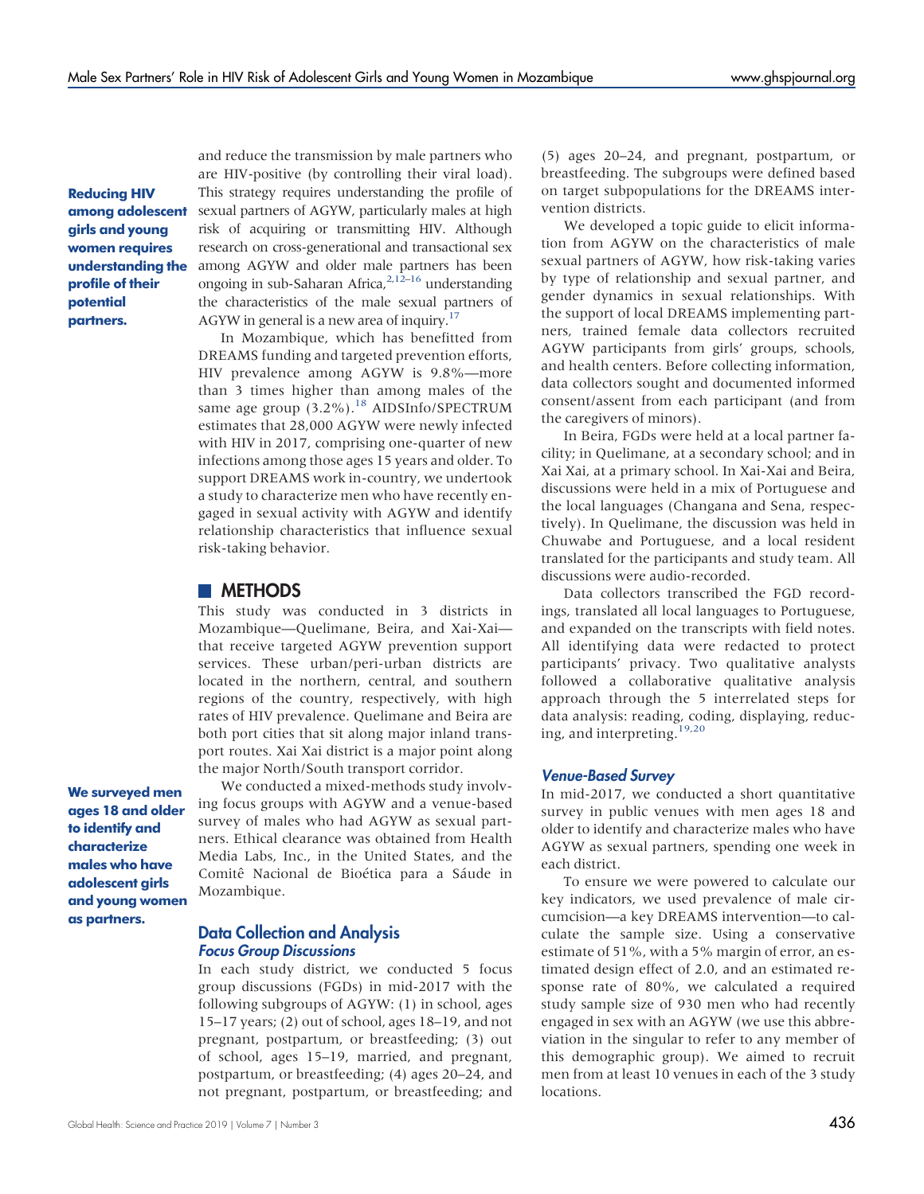**Reducing HIV among adolescent girls and young women requires understanding the profile of their potential partners.**

and reduce the transmission by male partners who are HIV-positive (by controlling their viral load). This strategy requires understanding the profile of sexual partners of AGYW, particularly males at high risk of acquiring or transmitting HIV. Although research on cross-generational and transactional sex among AGYW and older male partners has been ongoing in sub-Saharan Africa,[2,12–16] understanding the characteristics of the male sexual partners of AGYW in general is a new area of inquiry.[17]

In Mozambique, which has benefitted from DREAMS funding and targeted prevention efforts, HIV prevalence among AGYW is 9.8%—more than 3 times higher than among males of the same age group (3.2%).[18] AIDSInfo/SPECTRUM estimates that 28,000 AGYW were newly infected with HIV in 2017, comprising one-quarter of new infections among those ages 15 years and older. To support DREAMS work in-country, we undertook a study to characterize men who have recently engaged in sexual activity with AGYW and identify relationship characteristics that influence sexual risk-taking behavior.

## METHODS

This study was conducted in 3 districts in Mozambique—Quelimane, Beira, and Xai-Xai—that receive targeted AGYW prevention support services. These urban/peri-urban districts are located in the northern, central, and southern regions of the country, respectively, with high rates of HIV prevalence. Quelimane and Beira are both port cities that sit along major inland transport routes. Xai Xai district is a major point along the major North/South transport corridor.

**We surveyed men ages 18 and older to identify and characterize males who have adolescent girls and young women as partners.**

We conducted a mixed-methods study involving focus groups with AGYW and a venue-based survey of males who had AGYW as sexual partners. Ethical clearance was obtained from Health Media Labs, Inc., in the United States, and the Comitê Nacional de Bioética para a Sáude in Mozambique.

### Data Collection and Analysis

#### *Focus Group Discussions*

In each study district, we conducted 5 focus group discussions (FGDs) in mid-2017 with the following subgroups of AGYW: (1) in school, ages 15–17 years; (2) out of school, ages 18–19, and not pregnant, postpartum, or breastfeeding; (3) out of school, ages 15–19, married, and pregnant, postpartum, or breastfeeding; (4) ages 20–24, and not pregnant, postpartum, or breastfeeding; and (5) ages 20–24, and pregnant, postpartum, or breastfeeding. The subgroups were defined based on target subpopulations for the DREAMS intervention districts.

We developed a topic guide to elicit information from AGYW on the characteristics of male sexual partners of AGYW, how risk-taking varies by type of relationship and sexual partner, and gender dynamics in sexual relationships. With the support of local DREAMS implementing partners, trained female data collectors recruited AGYW participants from girls' groups, schools, and health centers. Before collecting information, data collectors sought and documented informed consent/assent from each participant (and from the caregivers of minors).

In Beira, FGDs were held at a local partner facility; in Quelimane, at a secondary school; and in Xai Xai, at a primary school. In Xai-Xai and Beira, discussions were held in a mix of Portuguese and the local languages (Changana and Sena, respectively). In Quelimane, the discussion was held in Chuwabe and Portuguese, and a local resident translated for the participants and study team. All discussions were audio-recorded.

Data collectors transcribed the FGD recordings, translated all local languages to Portuguese, and expanded on the transcripts with field notes. All identifying data were redacted to protect participants' privacy. Two qualitative analysts followed a collaborative qualitative analysis approach through the 5 interrelated steps for data analysis: reading, coding, displaying, reducing, and interpreting.[19,20]

#### *Venue-Based Survey*

In mid-2017, we conducted a short quantitative survey in public venues with men ages 18 and older to identify and characterize males who have AGYW as sexual partners, spending one week in each district.

To ensure we were powered to calculate our key indicators, we used prevalence of male circumcision—a key DREAMS intervention—to calculate the sample size. Using a conservative estimate of 51%, with a 5% margin of error, an estimated design effect of 2.0, and an estimated response rate of 80%, we calculated a required study sample size of 930 men who had recently engaged in sex with an AGYW (we use this abbreviation in the singular to refer to any member of this demographic group). We aimed to recruit men from at least 10 venues in each of the 3 study locations.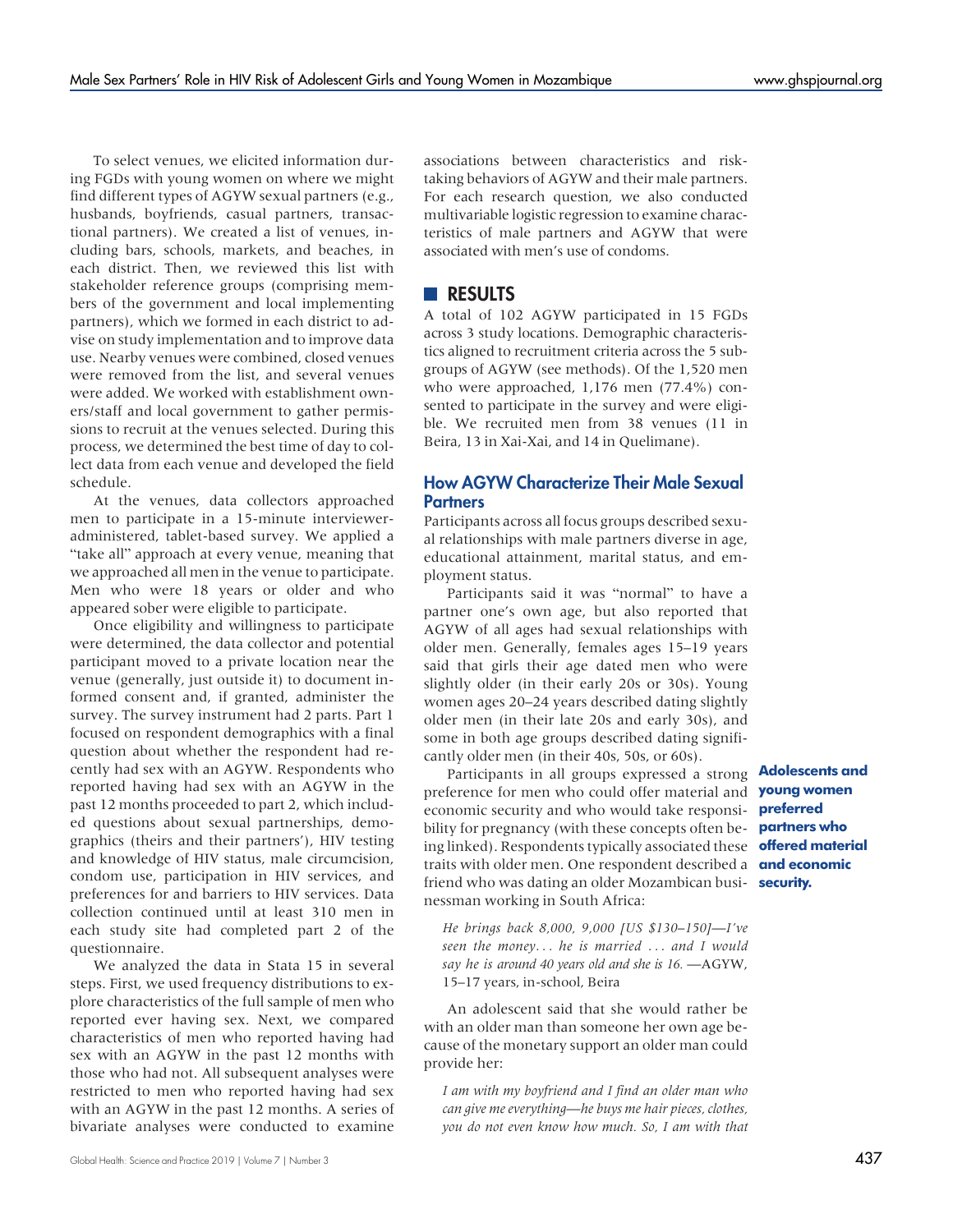To select venues, we elicited information during FGDs with young women on where we might find different types of AGYW sexual partners (e.g., husbands, boyfriends, casual partners, transactional partners). We created a list of venues, including bars, schools, markets, and beaches, in each district. Then, we reviewed this list with stakeholder reference groups (comprising members of the government and local implementing partners), which we formed in each district to advise on study implementation and to improve data use. Nearby venues were combined, closed venues were removed from the list, and several venues were added. We worked with establishment owners/staff and local government to gather permissions to recruit at the venues selected. During this process, we determined the best time of day to collect data from each venue and developed the field schedule.

At the venues, data collectors approached men to participate in a 15-minute interviewer-administered, tablet-based survey. We applied a "take all" approach at every venue, meaning that we approached all men in the venue to participate. Men who were 18 years or older and who appeared sober were eligible to participate.

Once eligibility and willingness to participate were determined, the data collector and potential participant moved to a private location near the venue (generally, just outside it) to document informed consent and, if granted, administer the survey. The survey instrument had 2 parts. Part 1 focused on respondent demographics with a final question about whether the respondent had recently had sex with an AGYW. Respondents who reported having had sex with an AGYW in the past 12 months proceeded to part 2, which included questions about sexual partnerships, demographics (theirs and their partners'), HIV testing and knowledge of HIV status, male circumcision, condom use, participation in HIV services, and preferences for and barriers to HIV services. Data collection continued until at least 310 men in each study site had completed part 2 of the questionnaire.

We analyzed the data in Stata 15 in several steps. First, we used frequency distributions to explore characteristics of the full sample of men who reported ever having sex. Next, we compared characteristics of men who reported having had sex with an AGYW in the past 12 months with those who had not. All subsequent analyses were restricted to men who reported having had sex with an AGYW in the past 12 months. A series of bivariate analyses were conducted to examine associations between characteristics and risk-taking behaviors of AGYW and their male partners. For each research question, we also conducted multivariable logistic regression to examine characteristics of male partners and AGYW that were associated with men's use of condoms.

## RESULTS

A total of 102 AGYW participated in 15 FGDs across 3 study locations. Demographic characteristics aligned to recruitment criteria across the 5 subgroups of AGYW (see methods). Of the 1,520 men who were approached, 1,176 men (77.4%) consented to participate in the survey and were eligible. We recruited men from 38 venues (11 in Beira, 13 in Xai-Xai, and 14 in Quelimane).

### How AGYW Characterize Their Male Sexual Partners

Participants across all focus groups described sexual relationships with male partners diverse in age, educational attainment, marital status, and employment status.

Participants said it was "normal" to have a partner one's own age, but also reported that AGYW of all ages had sexual relationships with older men. Generally, females ages 15–19 years said that girls their age dated men who were slightly older (in their early 20s or 30s). Young women ages 20–24 years described dating slightly older men (in their late 20s and early 30s), and some in both age groups described dating significantly older men (in their 40s, 50s, or 60s).

**Adolescents and young women preferred partners who offered material and economic security.**

Participants in all groups expressed a strong preference for men who could offer material and economic security and who would take responsibility for pregnancy (with these concepts often being linked). Respondents typically associated these traits with older men. One respondent described a friend who was dating an older Mozambican businessman working in South Africa:

> *He brings back 8,000, 9,000 [US $130–150]—I've seen the money... he is married ... and I would say he is around 40 years old and she is 16.* —AGYW, 15–17 years, in-school, Beira

An adolescent said that she would rather be with an older man than someone her own age because of the monetary support an older man could provide her:

> *I am with my boyfriend and I find an older man who can give me everything—he buys me hair pieces, clothes, you do not even know how much. So, I am with that*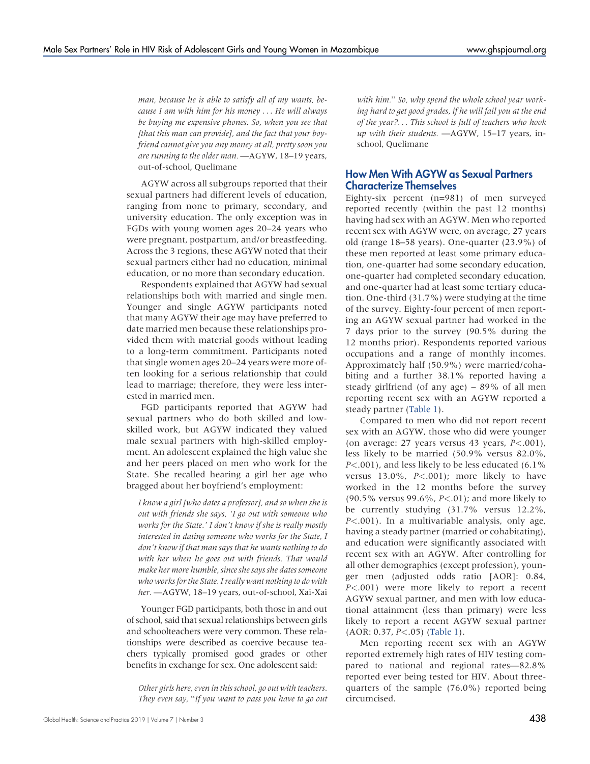*man, because he is able to satisfy all of my wants, because I am with him for his money . . . He will always be buying me expensive phones. So, when you see that [that this man can provide], and the fact that your boyfriend cannot give you any money at all, pretty soon you are running to the older man.* —AGYW, 18–19 years, out-of-school, Quelimane

AGYW across all subgroups reported that their sexual partners had different levels of education, ranging from none to primary, secondary, and university education. The only exception was in FGDs with young women ages 20–24 years who were pregnant, postpartum, and/or breastfeeding. Across the 3 regions, these AGYW noted that their sexual partners either had no education, minimal education, or no more than secondary education.

Respondents explained that AGYW had sexual relationships both with married and single men. Younger and single AGYW participants noted that many AGYW their age may have preferred to date married men because these relationships provided them with material goods without leading to a long-term commitment. Participants noted that single women ages 20–24 years were more often looking for a serious relationship that could lead to marriage; therefore, they were less interested in married men.

FGD participants reported that AGYW had sexual partners who do both skilled and low-skilled work, but AGYW indicated they valued male sexual partners with high-skilled employment. An adolescent explained the high value she and her peers placed on men who work for the State. She recalled hearing a girl her age who bragged about her boyfriend's employment:

*I know a girl [who dates a professor], and so when she is out with friends she says, 'I go out with someone who works for the State.' I don't know if she is really mostly interested in dating someone who works for the State, I don't know if that man says that he wants nothing to do with her when he goes out with friends. That would make her more humble, since she says she dates someone who works for the State. I really want nothing to do with her.* —AGYW, 18–19 years, out-of-school, Xai-Xai

Younger FGD participants, both those in and out of school, said that sexual relationships between girls and schoolteachers were very common. These relationships were described as coercive because teachers typically promised good grades or other benefits in exchange for sex. One adolescent said:

*Other girls here, even in this school, go out with teachers. They even say, "If you want to pass you have to go out with him." So, why spend the whole school year working hard to get good grades, if he will fail you at the end of the year?. . . This school is full of teachers who hook up with their students.* —AGYW, 15–17 years, in-school, Quelimane

## How Men With AGYW as Sexual Partners Characterize Themselves

Eighty-six percent (n=981) of men surveyed reported recently (within the past 12 months) having had sex with an AGYW. Men who reported recent sex with AGYW were, on average, 27 years old (range 18–58 years). One-quarter (23.9%) of these men reported at least some primary education, one-quarter had some secondary education, one-quarter had completed secondary education, and one-quarter had at least some tertiary education. One-third (31.7%) were studying at the time of the survey. Eighty-four percent of men reporting an AGYW sexual partner had worked in the 7 days prior to the survey (90.5% during the 12 months prior). Respondents reported various occupations and a range of monthly incomes. Approximately half (50.9%) were married/cohabiting and a further 38.1% reported having a steady girlfriend (of any age) – 89% of all men reporting recent sex with an AGYW reported a steady partner (Table 1).

Compared to men who did not report recent sex with an AGYW, those who did were younger (on average: 27 years versus 43 years, $P<.001$), less likely to be married (50.9% versus 82.0%, $P<.001$), and less likely to be less educated (6.1% versus 13.0%, $P<.001$); more likely to have worked in the 12 months before the survey (90.5% versus 99.6%, $P<.01$); and more likely to be currently studying (31.7% versus 12.2%, $P<.001$). In a multivariable analysis, only age, having a steady partner (married or cohabiting), and education were significantly associated with recent sex with an AGYW. After controlling for all other demographics (except profession), younger men (adjusted odds ratio [AOR]: 0.84, $P<.001$) were more likely to report a recent AGYW sexual partner, and men with low educational attainment (less than primary) were less likely to report a recent AGYW sexual partner (AOR: 0.37, $P<.05$) (Table 1).

Men reporting recent sex with an AGYW reported extremely high rates of HIV testing compared to national and regional rates—82.8% reported ever being tested for HIV. About three-quarters of the sample (76.0%) reported being circumcised.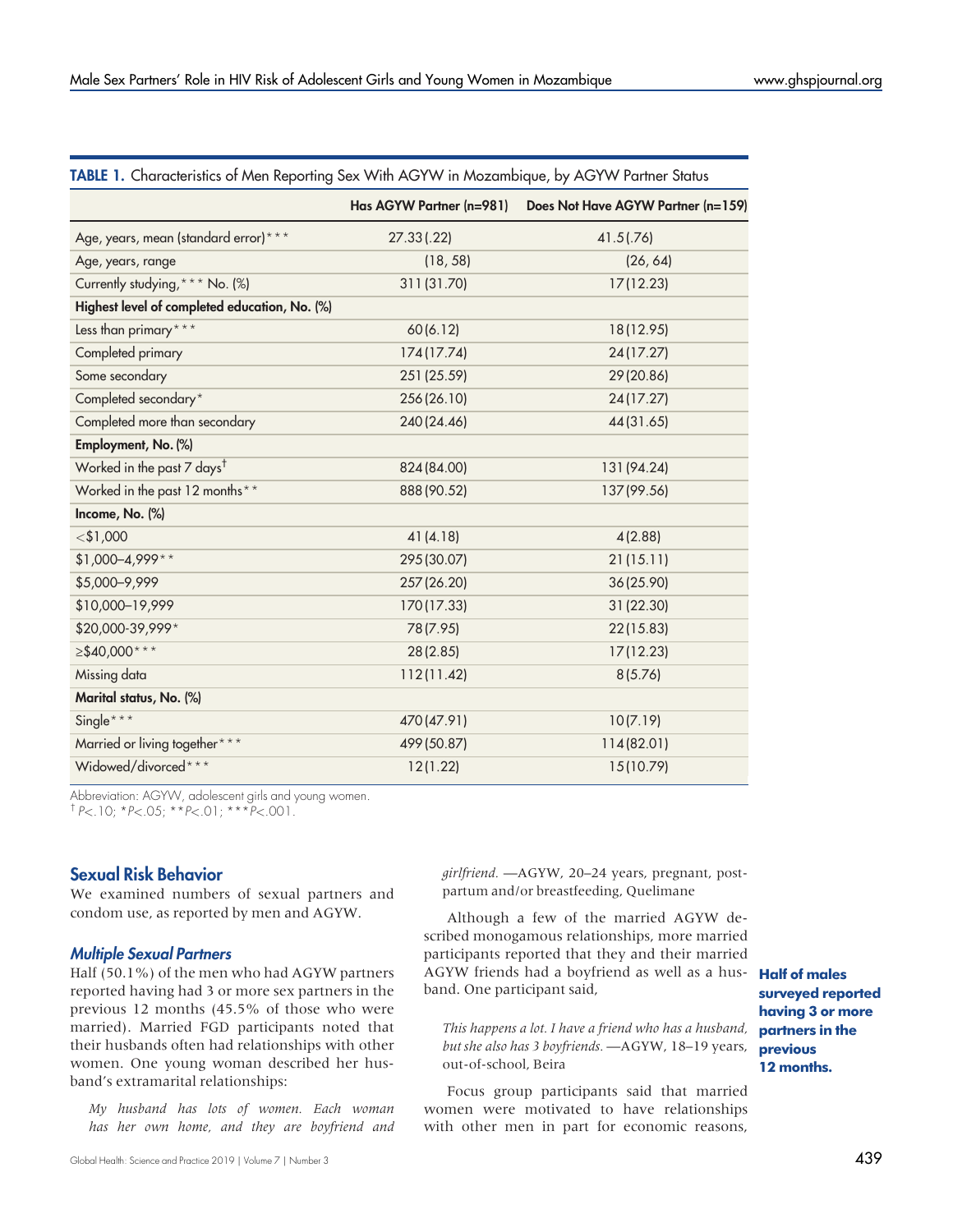**TABLE 1.** Characteristics of Men Reporting Sex With AGYW in Mozambique, by AGYW Partner Status

| | Has AGYW Partner (n=981) | Does Not Have AGYW Partner (n=159) |
|---|---|---|
| Age, years, mean (standard error)*** | 27.33 (.22) | 41.5 (.76) |
| Age, years, range | (18, 58) | (26, 64) |
| Currently studying,*** No. (%) | 311 (31.70) | 17 (12.23) |
| **Highest level of completed education, No. (%)** | | |
| Less than primary*** | 60 (6.12) | 18 (12.95) |
| Completed primary | 174 (17.74) | 24 (17.27) |
| Some secondary | 251 (25.59) | 29 (20.86) |
| Completed secondary* | 256 (26.10) | 24 (17.27) |
| Completed more than secondary | 240 (24.46) | 44 (31.65) |
| **Employment, No. (%)** | | |
| Worked in the past 7 days† | 824 (84.00) | 131 (94.24) |
| Worked in the past 12 months** | 888 (90.52) | 137 (99.56) |
| **Income, No. (%)** | | |
| <$1,000 | 41 (4.18) | 4 (2.88) |
| $1,000–4,999** | 295 (30.07) | 21 (15.11) |
| $5,000–9,999 | 257 (26.20) | 36 (25.90) |
| $10,000–19,999 | 170 (17.33) | 31 (22.30) |
| $20,000-39,999* | 78 (7.95) | 22 (15.83) |
| ≥$40,000*** | 28 (2.85) | 17 (12.23) |
| Missing data | 112 (11.42) | 8 (5.76) |
| **Marital status, No. (%)** | | |
| Single*** | 470 (47.91) | 10 (7.19) |
| Married or living together*** | 499 (50.87) | 114 (82.01) |
| Widowed/divorced*** | 12 (1.22) | 15 (10.79) |

Abbreviation: AGYW, adolescent girls and young women.
† $P<.10$; * $P<.05$; ** $P<.01$; *** $P<.001$.

## Sexual Risk Behavior

We examined numbers of sexual partners and condom use, as reported by men and AGYW.

### *Multiple Sexual Partners*

Half (50.1%) of the men who had AGYW partners reported having had 3 or more sex partners in the previous 12 months (45.5% of those who were married). Married FGD participants noted that their husbands often had relationships with other women. One young woman described her husband's extramarital relationships:

> *My husband has lots of women. Each woman has her own home, and they are boyfriend and girlfriend.* —AGYW, 20–24 years, pregnant, postpartum and/or breastfeeding, Quelimane

Although a few of the married AGYW described monogamous relationships, more married participants reported that they and their married AGYW friends had a boyfriend as well as a husband. One participant said,

> *This happens a lot. I have a friend who has a husband, but she also has 3 boyfriends.* —AGYW, 18–19 years, out-of-school, Beira

**Half of males surveyed reported having 3 or more partners in the previous 12 months.**

Focus group participants said that married women were motivated to have relationships with other men in part for economic reasons,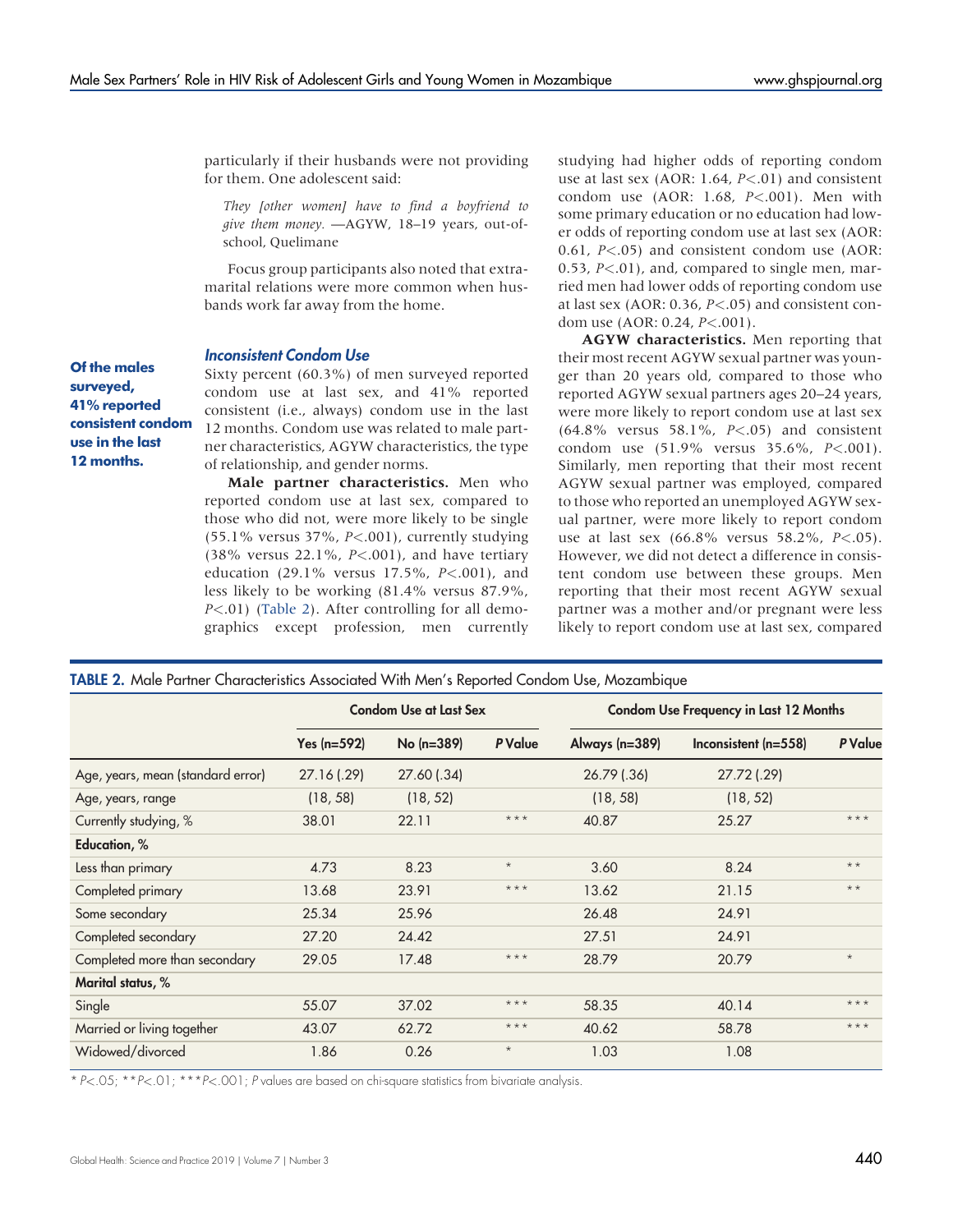particularly if their husbands were not providing for them. One adolescent said:

> *They [other women] have to find a boyfriend to give them money.* —AGYW, 18–19 years, out-of-school, Quelimane

Focus group participants also noted that extramarital relations were more common when husbands work far away from the home.

**Of the males surveyed, 41% reported consistent condom use in the last 12 months.**

### *Inconsistent Condom Use*

Sixty percent (60.3%) of men surveyed reported condom use at last sex, and 41% reported consistent (i.e., always) condom use in the last 12 months. Condom use was related to male partner characteristics, AGYW characteristics, the type of relationship, and gender norms.

**Male partner characteristics.** Men who reported condom use at last sex, compared to those who did not, were more likely to be single (55.1% versus 37%, $P<.001$), currently studying (38% versus 22.1%, $P<.001$), and have tertiary education (29.1% versus 17.5%, $P<.001$), and less likely to be working (81.4% versus 87.9%, $P<.01$) (Table 2). After controlling for all demographics except profession, men currently studying had higher odds of reporting condom use at last sex (AOR: 1.64, $P<.01$) and consistent condom use (AOR: 1.68, $P<.001$). Men with some primary education or no education had lower odds of reporting condom use at last sex (AOR: 0.61, $P<.05$) and consistent condom use (AOR: 0.53, $P<.01$), and, compared to single men, married men had lower odds of reporting condom use at last sex (AOR: 0.36, $P<.05$) and consistent condom use (AOR: 0.24, $P<.001$).

**AGYW characteristics.** Men reporting that their most recent AGYW sexual partner was younger than 20 years old, compared to those who reported AGYW sexual partners ages 20–24 years, were more likely to report condom use at last sex (64.8% versus 58.1%, $P<.05$) and consistent condom use (51.9% versus 35.6%, $P<.001$). Similarly, men reporting that their most recent AGYW sexual partner was employed, compared to those who reported an unemployed AGYW sexual partner, were more likely to report condom use at last sex (66.8% versus 58.2%, $P<.05$). However, we did not detect a difference in consistent condom use between these groups. Men reporting that their most recent AGYW sexual partner was a mother and/or pregnant were less likely to report condom use at last sex, compared

**TABLE 2.** Male Partner Characteristics Associated With Men's Reported Condom Use, Mozambique

| | Condom Use at Last Sex | | | Condom Use Frequency in Last 12 Months | | |
|---|---|---|---|---|---|---|
| | Yes (n=592) | No (n=389) | *P* Value | Always (n=389) | Inconsistent (n=558) | *P* Value |
| Age, years, mean (standard error) | 27.16 (.29) | 27.60 (.34) | | 26.79 (.36) | 27.72 (.29) | |
| Age, years, range | (18, 58) | (18, 52) | | (18, 58) | (18, 52) | |
| Currently studying, % | 38.01 | 22.11 | *** | 40.87 | 25.27 | *** |
| **Education, %** | | | | | | |
| Less than primary | 4.73 | 8.23 | * | 3.60 | 8.24 | ** |
| Completed primary | 13.68 | 23.91 | *** | 13.62 | 21.15 | ** |
| Some secondary | 25.34 | 25.96 | | 26.48 | 24.91 | |
| Completed secondary | 27.20 | 24.42 | | 27.51 | 24.91 | |
| Completed more than secondary | 29.05 | 17.48 | *** | 28.79 | 20.79 | * |
| **Marital status, %** | | | | | | |
| Single | 55.07 | 37.02 | *** | 58.35 | 40.14 | *** |
| Married or living together | 43.07 | 62.72 | *** | 40.62 | 58.78 | *** |
| Widowed/divorced | 1.86 | 0.26 | * | 1.03 | 1.08 | |

\* $P<.05$; \*\* $P<.01$; \*\*\* $P<.001$; *P* values are based on chi-square statistics from bivariate analysis.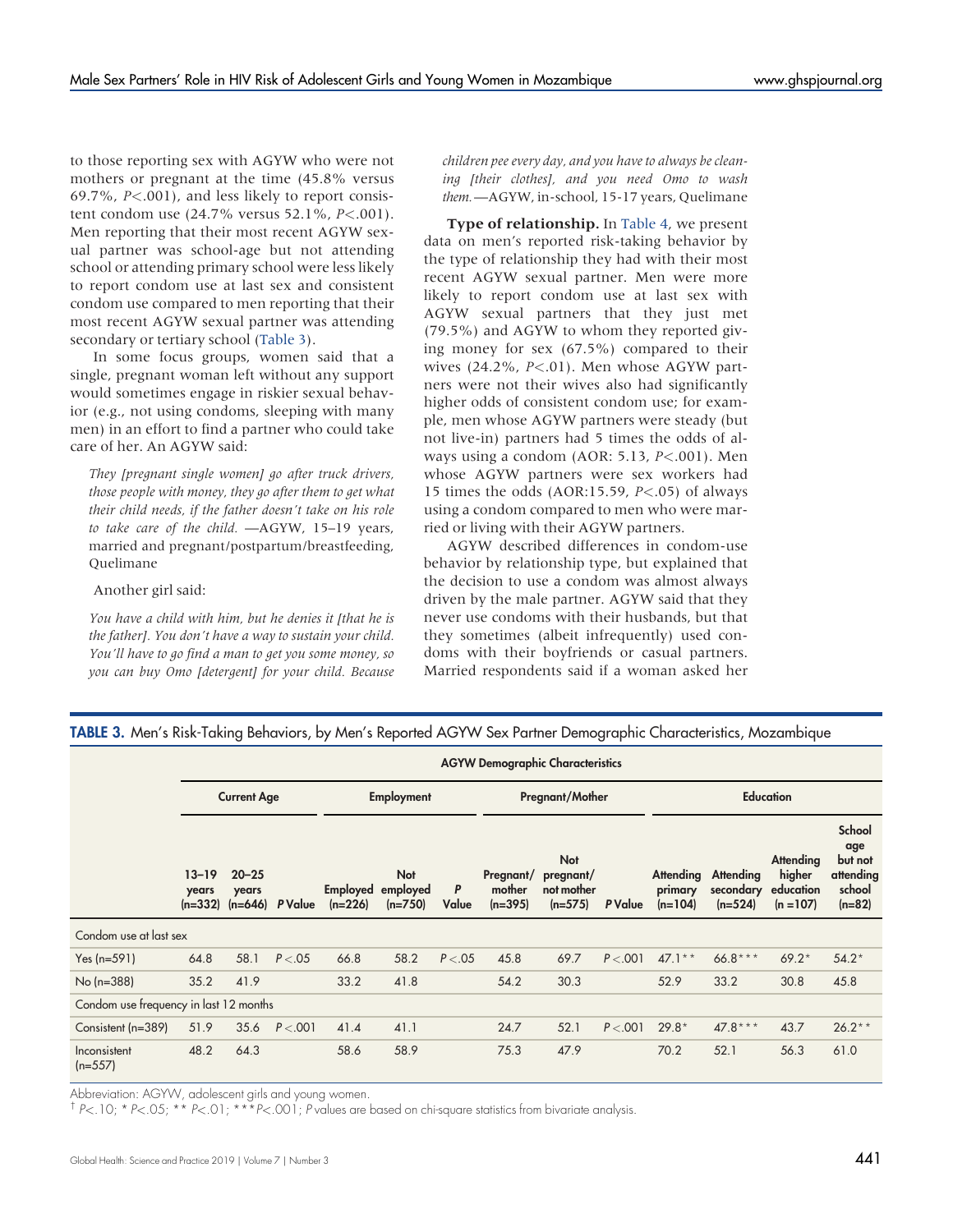to those reporting sex with AGYW who were not mothers or pregnant at the time (45.8% versus 69.7%, $P<.001$), and less likely to report consistent condom use (24.7% versus 52.1%, $P<.001$). Men reporting that their most recent AGYW sexual partner was school-age but not attending school or attending primary school were less likely to report condom use at last sex and consistent condom use compared to men reporting that their most recent AGYW sexual partner was attending secondary or tertiary school (Table 3).

In some focus groups, women said that a single, pregnant woman left without any support would sometimes engage in riskier sexual behavior (e.g., not using condoms, sleeping with many men) in an effort to find a partner who could take care of her. An AGYW said:

> *They [pregnant single women] go after truck drivers, those people with money, they go after them to get what their child needs, if the father doesn't take on his role to take care of the child.* —AGYW, 15–19 years, married and pregnant/postpartum/breastfeeding, Quelimane

Another girl said:

> *You have a child with him, but he denies it [that he is the father]. You don't have a way to sustain your child. You'll have to go find a man to get you some money, so you can buy Omo [detergent] for your child. Because children pee every day, and you have to always be cleaning [their clothes], and you need Omo to wash them.*—AGYW, in-school, 15-17 years, Quelimane

**Type of relationship.** In Table 4, we present data on men's reported risk-taking behavior by the type of relationship they had with their most recent AGYW sexual partner. Men were more likely to report condom use at last sex with AGYW sexual partners that they just met (79.5%) and AGYW to whom they reported giving money for sex (67.5%) compared to their wives (24.2%, $P<.01$). Men whose AGYW partners were not their wives also had significantly higher odds of consistent condom use; for example, men whose AGYW partners were steady (but not live-in) partners had 5 times the odds of always using a condom (AOR: 5.13, $P<.001$). Men whose AGYW partners were sex workers had 15 times the odds (AOR:15.59, $P<.05$) of always using a condom compared to men who were married or living with their AGYW partners.

AGYW described differences in condom-use behavior by relationship type, but explained that the decision to use a condom was almost always driven by the male partner. AGYW said that they never use condoms with their husbands, but that they sometimes (albeit infrequently) used condoms with their boyfriends or casual partners. Married respondents said if a woman asked her

**TABLE 3.** Men's Risk-Taking Behaviors, by Men's Reported AGYW Sex Partner Demographic Characteristics, Mozambique

| | AGYW Demographic Characteristics | | | | | | | | | | | | |
|---|---|---|---|---|---|---|---|---|---|---|---|---|---|
| | Current Age | | | Employment | | | Pregnant/Mother | | | Education | | | |
| | 13–19 years (n=332) | 20–25 years (n=646) | P Value | Employed (n=226) | Not employed (n=750) | P Value | Pregnant/ mother (n=395) | Not pregnant/ not mother (n=575) | P Value | Attending primary (n=104) | Attending secondary (n=524) | Attending higher education (n =107) | School age but not attending school (n=82) |
| Condom use at last sex | | | | | | | | | | | | | |
| Yes (n=591) | 64.8 | 58.1 | $P<.05$ | 66.8 | 58.2 | $P<.05$ | 45.8 | 69.7 | $P<.001$ | 47.1** | 66.8*** | 69.2* | 54.2* |
| No (n=388) | 35.2 | 41.9 | | 33.2 | 41.8 | | 54.2 | 30.3 | | 52.9 | 33.2 | 30.8 | 45.8 |
| Condom use frequency in last 12 months | | | | | | | | | | | | | |
| Consistent (n=389) | 51.9 | 35.6 | $P<.001$ | 41.4 | 41.1 | | 24.7 | 52.1 | $P<.001$ | 29.8* | 47.8*** | 43.7 | 26.2** |
| Inconsistent (n=557) | 48.2 | 64.3 | | 58.6 | 58.9 | | 75.3 | 47.9 | | 70.2 | 52.1 | 56.3 | 61.0 |

Abbreviation: AGYW, adolescent girls and young women.

† $P<.10$; * $P<.05$; ** $P<.01$; *** $P<.001$; P values are based on chi-square statistics from bivariate analysis.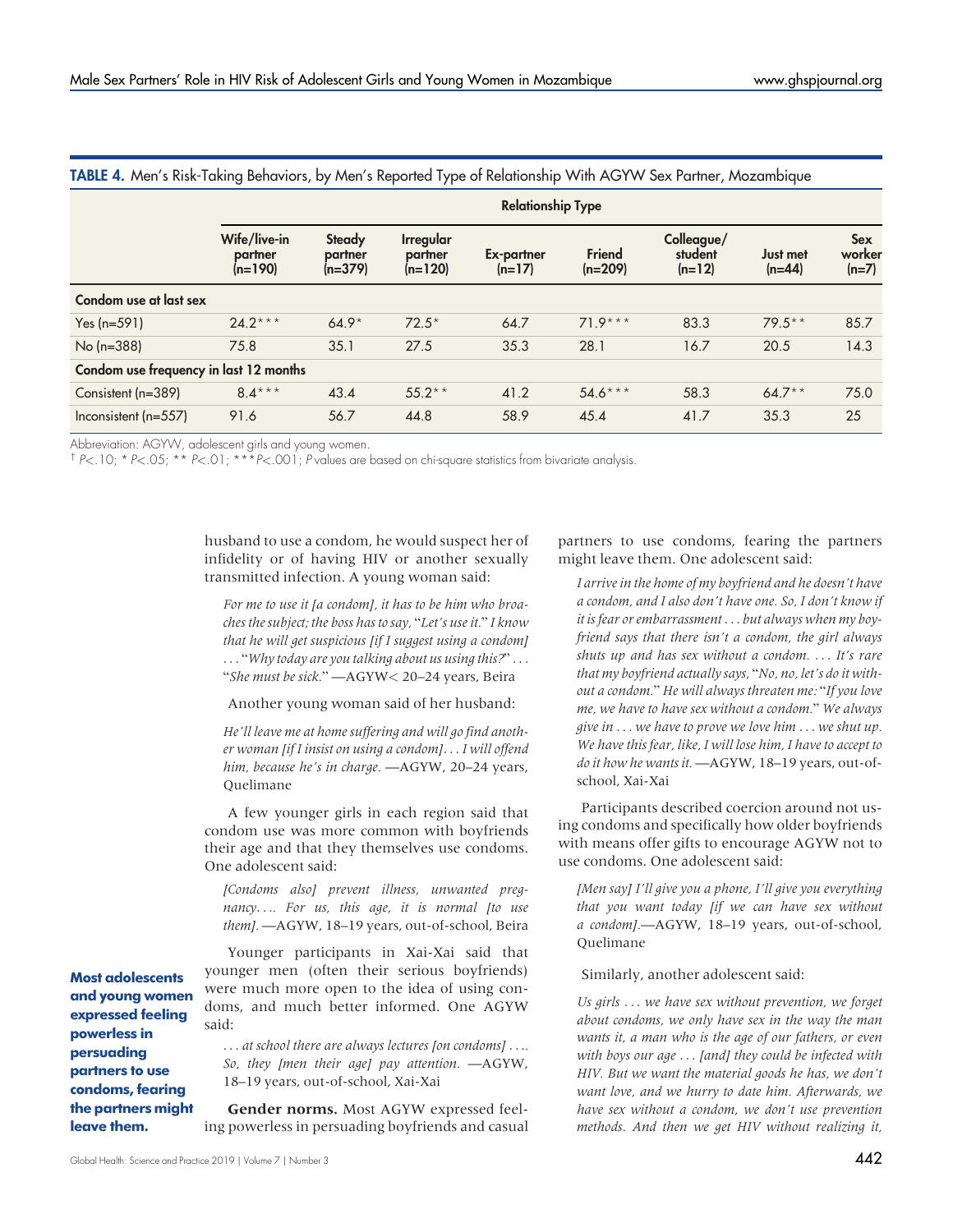**TABLE 4.** Men's Risk-Taking Behaviors, by Men's Reported Type of Relationship With AGYW Sex Partner, Mozambique

| | Relationship Type | | | | | | | |
|---|---|---|---|---|---|---|---|---|
| | Wife/live-in partner (n=190) | Steady partner (n=379) | Irregular partner (n=120) | Ex-partner (n=17) | Friend (n=209) | Colleague/ student (n=12) | Just met (n=44) | Sex worker (n=7) |
| **Condom use at last sex** | | | | | | | | |
| Yes (n=591) | 24.2*** | 64.9* | 72.5* | 64.7 | 71.9*** | 83.3 | 79.5** | 85.7 |
| No (n=388) | 75.8 | 35.1 | 27.5 | 35.3 | 28.1 | 16.7 | 20.5 | 14.3 |
| **Condom use frequency in last 12 months** | | | | | | | | |
| Consistent (n=389) | 8.4*** | 43.4 | 55.2** | 41.2 | 54.6*** | 58.3 | 64.7** | 75.0 |
| Inconsistent (n=557) | 91.6 | 56.7 | 44.8 | 58.9 | 45.4 | 41.7 | 35.3 | 25 |

Abbreviation: AGYW, adolescent girls and young women.
† $P<.10$; * $P<.05$; ** $P<.01$; *** $P<.001$; $P$ values are based on chi-square statistics from bivariate analysis.

husband to use a condom, he would suspect her of infidelity or of having HIV or another sexually transmitted infection. A young woman said:

> *For me to use it [a condom], it has to be him who broaches the subject; the boss has to say, "Let's use it." I know that he will get suspicious [if I suggest using a condom] . . . "Why today are you talking about us using this?" . . . "She must be sick."* —AGYW< 20–24 years, Beira

Another young woman said of her husband:

> *He'll leave me at home suffering and will go find another woman [if I insist on using a condom]. . . I will offend him, because he's in charge.* —AGYW, 20–24 years, Quelimane

A few younger girls in each region said that condom use was more common with boyfriends their age and that they themselves use condoms. One adolescent said:

> *[Condoms also] prevent illness, unwanted pregnancy. . .. For us, this age, it is normal [to use them].* —AGYW, 18–19 years, out-of-school, Beira

Younger participants in Xai-Xai said that younger men (often their serious boyfriends) were much more open to the idea of using condoms, and much better informed. One AGYW said:

> *. . . at school there are always lectures [on condoms] . . .. So, they [men their age] pay attention.* —AGYW, 18–19 years, out-of-school, Xai-Xai

**Most adolescents and young women expressed feeling powerless in persuading partners to use condoms, fearing the partners might leave them.**

**Gender norms.** Most AGYW expressed feeling powerless in persuading boyfriends and casual partners to use condoms, fearing the partners might leave them. One adolescent said:

> *I arrive in the home of my boyfriend and he doesn't have a condom, and I also don't have one. So, I don't know if it is fear or embarrassment . . . but always when my boyfriend says that there isn't a condom, the girl always shuts up and has sex without a condom. . . . It's rare that my boyfriend actually says, "No, no, let's do it without a condom." He will always threaten me: "If you love me, we have to have sex without a condom." We always give in . . . we have to prove we love him . . . we shut up. We have this fear, like, I will lose him, I have to accept to do it how he wants it.* —AGYW, 18–19 years, out-of-school, Xai-Xai

Participants described coercion around not using condoms and specifically how older boyfriends with means offer gifts to encourage AGYW not to use condoms. One adolescent said:

> *[Men say] I'll give you a phone, I'll give you everything that you want today [if we can have sex without a condom].*—AGYW, 18–19 years, out-of-school, Quelimane

Similarly, another adolescent said:

> *Us girls . . . we have sex without prevention, we forget about condoms, we only have sex in the way the man wants it, a man who is the age of our fathers, or even with boys our age . . . [and] they could be infected with HIV. But we want the material goods he has, we don't want love, and we hurry to date him. Afterwards, we have sex without a condom, we don't use prevention methods. And then we get HIV without realizing it,*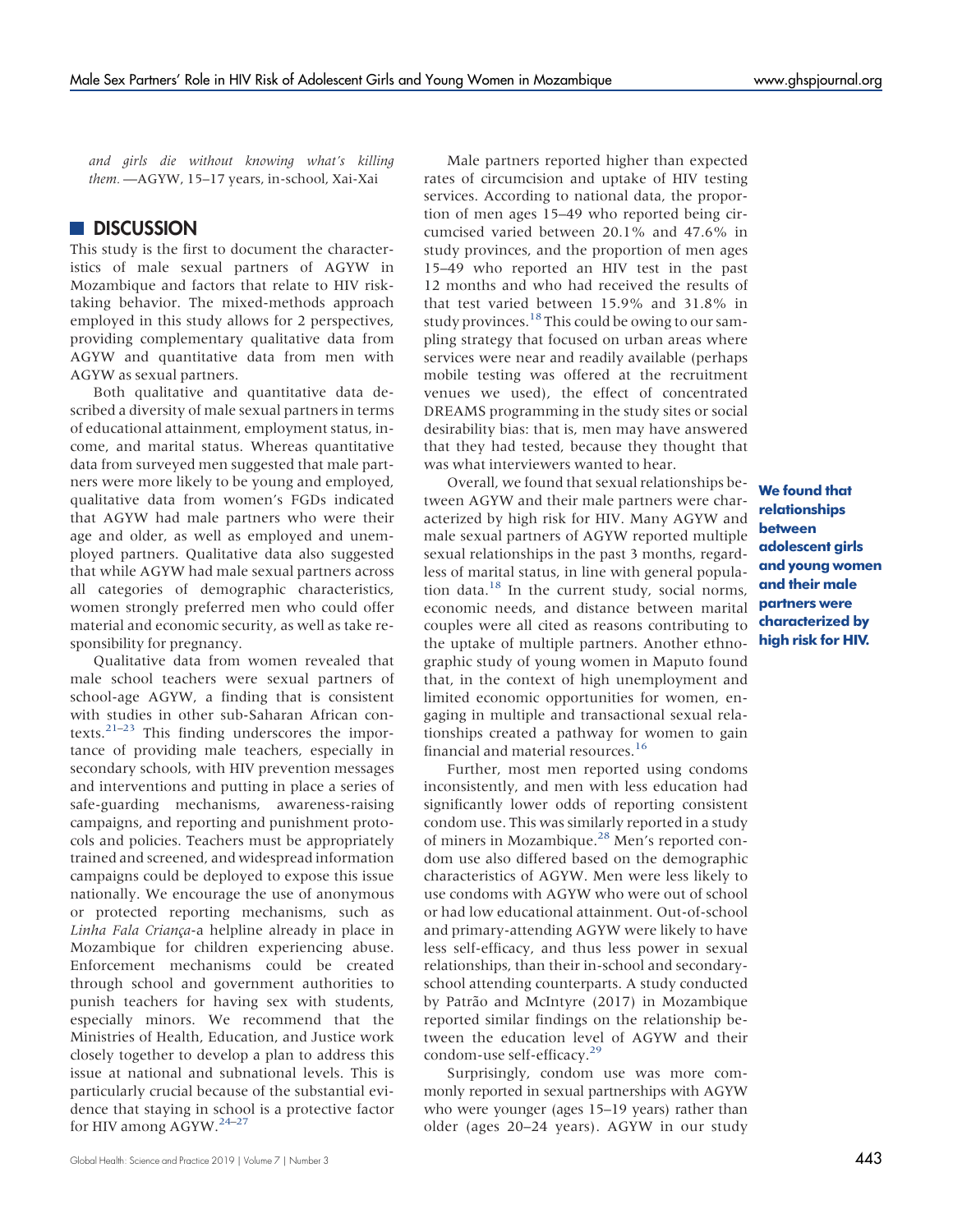*and girls die without knowing what's killing them.* —AGYW, 15–17 years, in-school, Xai-Xai

## DISCUSSION

This study is the first to document the characteristics of male sexual partners of AGYW in Mozambique and factors that relate to HIV risk-taking behavior. The mixed-methods approach employed in this study allows for 2 perspectives, providing complementary qualitative data from AGYW and quantitative data from men with AGYW as sexual partners.

Both qualitative and quantitative data described a diversity of male sexual partners in terms of educational attainment, employment status, income, and marital status. Whereas quantitative data from surveyed men suggested that male partners were more likely to be young and employed, qualitative data from women's FGDs indicated that AGYW had male partners who were their age and older, as well as employed and unemployed partners. Qualitative data also suggested that while AGYW had male sexual partners across all categories of demographic characteristics, women strongly preferred men who could offer material and economic security, as well as take responsibility for pregnancy.

Qualitative data from women revealed that male school teachers were sexual partners of school-age AGYW, a finding that is consistent with studies in other sub-Saharan African contexts.[21–23] This finding underscores the importance of providing male teachers, especially in secondary schools, with HIV prevention messages and interventions and putting in place a series of safe-guarding mechanisms, awareness-raising campaigns, and reporting and punishment protocols and policies. Teachers must be appropriately trained and screened, and widespread information campaigns could be deployed to expose this issue nationally. We encourage the use of anonymous or protected reporting mechanisms, such as *Linha Fala Criança*-a helpline already in place in Mozambique for children experiencing abuse. Enforcement mechanisms could be created through school and government authorities to punish teachers for having sex with students, especially minors. We recommend that the Ministries of Health, Education, and Justice work closely together to develop a plan to address this issue at national and subnational levels. This is particularly crucial because of the substantial evidence that staying in school is a protective factor for HIV among AGYW.[24–27]

Male partners reported higher than expected rates of circumcision and uptake of HIV testing services. According to national data, the proportion of men ages 15–49 who reported being circumcised varied between 20.1% and 47.6% in study provinces, and the proportion of men ages 15–49 who reported an HIV test in the past 12 months and who had received the results of that test varied between 15.9% and 31.8% in study provinces.[18] This could be owing to our sampling strategy that focused on urban areas where services were near and readily available (perhaps mobile testing was offered at the recruitment venues we used), the effect of concentrated DREAMS programming in the study sites or social desirability bias: that is, men may have answered that they had tested, because they thought that was what interviewers wanted to hear.

Overall, we found that sexual relationships between AGYW and their male partners were characterized by high risk for HIV. Many AGYW and male sexual partners of AGYW reported multiple sexual relationships in the past 3 months, regardless of marital status, in line with general population data.[18] In the current study, social norms, economic needs, and distance between marital couples were all cited as reasons contributing to the uptake of multiple partners. Another ethnographic study of young women in Maputo found that, in the context of high unemployment and limited economic opportunities for women, engaging in multiple and transactional sexual relationships created a pathway for women to gain financial and material resources.[16]

**We found that relationships between adolescent girls and young women and their male partners were characterized by high risk for HIV.**

Further, most men reported using condoms inconsistently, and men with less education had significantly lower odds of reporting consistent condom use. This was similarly reported in a study of miners in Mozambique.[28] Men's reported condom use also differed based on the demographic characteristics of AGYW. Men were less likely to use condoms with AGYW who were out of school or had low educational attainment. Out-of-school and primary-attending AGYW were likely to have less self-efficacy, and thus less power in sexual relationships, than their in-school and secondary-school attending counterparts. A study conducted by Patrão and McIntyre (2017) in Mozambique reported similar findings on the relationship between the education level of AGYW and their condom-use self-efficacy.[29]

Surprisingly, condom use was more commonly reported in sexual partnerships with AGYW who were younger (ages 15–19 years) rather than older (ages 20–24 years). AGYW in our study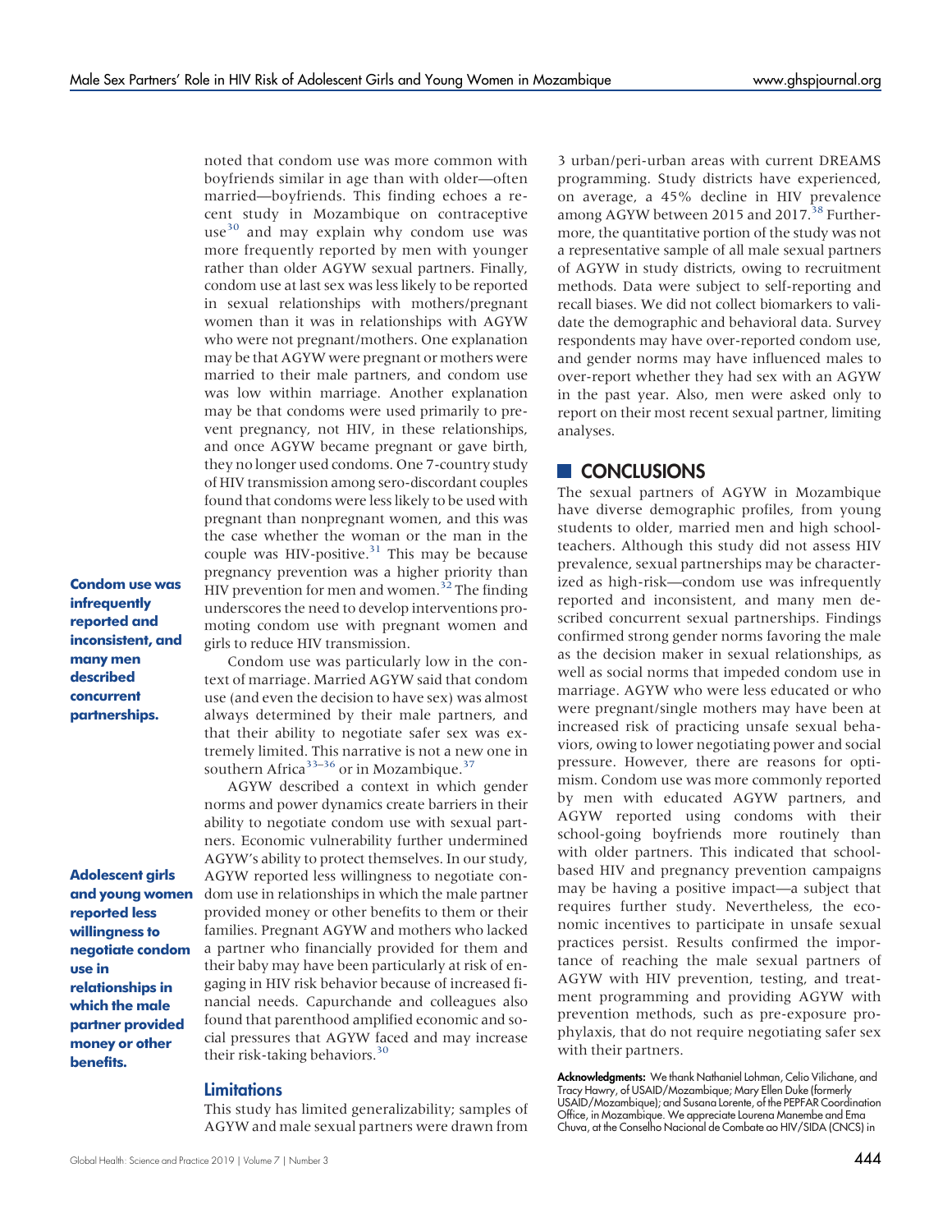noted that condom use was more common with boyfriends similar in age than with older—often married—boyfriends. This finding echoes a recent study in Mozambique on contraceptive use[30] and may explain why condom use was more frequently reported by men with younger rather than older AGYW sexual partners. Finally, condom use at last sex was less likely to be reported in sexual relationships with mothers/pregnant women than it was in relationships with AGYW who were not pregnant/mothers. One explanation may be that AGYW were pregnant or mothers were married to their male partners, and condom use was low within marriage. Another explanation may be that condoms were used primarily to prevent pregnancy, not HIV, in these relationships, and once AGYW became pregnant or gave birth, they no longer used condoms. One 7-country study of HIV transmission among sero-discordant couples found that condoms were less likely to be used with pregnant than nonpregnant women, and this was the case whether the woman or the man in the couple was HIV-positive.[31] This may be because pregnancy prevention was a higher priority than HIV prevention for men and women.[32] The finding underscores the need to develop interventions promoting condom use with pregnant women and girls to reduce HIV transmission.

**Condom use was infrequently reported and inconsistent, and many men described concurrent partnerships.**

Condom use was particularly low in the context of marriage. Married AGYW said that condom use (and even the decision to have sex) was almost always determined by their male partners, and that their ability to negotiate safer sex was extremely limited. This narrative is not a new one in southern Africa[33–36] or in Mozambique.[37]

AGYW described a context in which gender norms and power dynamics create barriers in their ability to negotiate condom use with sexual partners. Economic vulnerability further undermined AGYW's ability to protect themselves. In our study, AGYW reported less willingness to negotiate condom use in relationships in which the male partner provided money or other benefits to them or their families. Pregnant AGYW and mothers who lacked a partner who financially provided for them and their baby may have been particularly at risk of engaging in HIV risk behavior because of increased financial needs. Capurchande and colleagues also found that parenthood amplified economic and social pressures that AGYW faced and may increase their risk-taking behaviors.[30]

**Adolescent girls and young women reported less willingness to negotiate condom use in relationships in which the male partner provided money or other benefits.**

## Limitations

This study has limited generalizability; samples of AGYW and male sexual partners were drawn from 3 urban/peri-urban areas with current DREAMS programming. Study districts have experienced, on average, a 45% decline in HIV prevalence among AGYW between 2015 and 2017.[38] Furthermore, the quantitative portion of the study was not a representative sample of all male sexual partners of AGYW in study districts, owing to recruitment methods. Data were subject to self-reporting and recall biases. We did not collect biomarkers to validate the demographic and behavioral data. Survey respondents may have over-reported condom use, and gender norms may have influenced males to over-report whether they had sex with an AGYW in the past year. Also, men were asked only to report on their most recent sexual partner, limiting analyses.

# CONCLUSIONS

The sexual partners of AGYW in Mozambique have diverse demographic profiles, from young students to older, married men and high schoolteachers. Although this study did not assess HIV prevalence, sexual partnerships may be characterized as high-risk—condom use was infrequently reported and inconsistent, and many men described concurrent sexual partnerships. Findings confirmed strong gender norms favoring the male as the decision maker in sexual relationships, as well as social norms that impeded condom use in marriage. AGYW who were less educated or who were pregnant/single mothers may have been at increased risk of practicing unsafe sexual behaviors, owing to lower negotiating power and social pressure. However, there are reasons for optimism. Condom use was more commonly reported by men with educated AGYW partners, and AGYW reported using condoms with their school-going boyfriends more routinely than with older partners. This indicated that school-based HIV and pregnancy prevention campaigns may be having a positive impact—a subject that requires further study. Nevertheless, the economic incentives to participate in unsafe sexual practices persist. Results confirmed the importance of reaching the male sexual partners of AGYW with HIV prevention, testing, and treatment programming and providing AGYW with prevention methods, such as pre-exposure prophylaxis, that do not require negotiating safer sex with their partners.

**Acknowledgments:** We thank Nathaniel Lohman, Celio Vilichane, and Tracy Hawry, of USAID/Mozambique; Mary Ellen Duke (formerly USAID/Mozambique); and Susana Lorente, of the PEPFAR Coordination Office, in Mozambique. We appreciate Lourena Manembe and Ema Chuva, at the Conselho Nacional de Combate ao HIV/SIDA (CNCS) in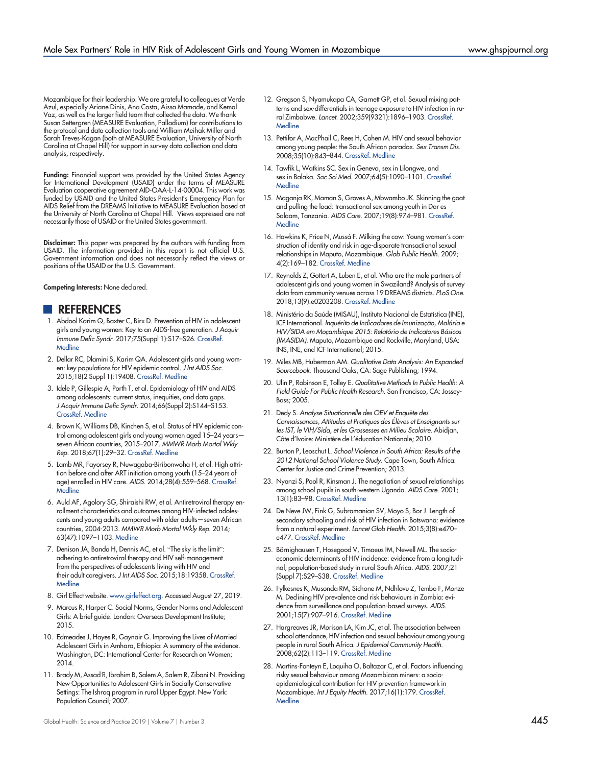Mozambique for their leadership. We are grateful to colleagues at Verde Azul, especially Ariane Dinis, Ana Costa, Aissa Mamade, and Kemal Vaz, as well as the larger field team that collected the data. We thank Susan Settergren (MEASURE Evaluation, Palladium) for contributions to the protocol and data collection tools and William Meihak Miller and Sarah Treves-Kagan (both at MEASURE Evaluation, University of North Carolina at Chapel Hill) for support in survey data collection and data analysis, respectively.

**Funding:** Financial support was provided by the United States Agency for International Development (USAID) under the terms of MEASURE Evaluation cooperative agreement AID-OAA-L-14-00004. This work was funded by USAID and the United States President's Emergency Plan for AIDS Relief from the DREAMS Initiative to MEASURE Evaluation based at the University of North Carolina at Chapel Hill. Views expressed are not necessarily those of USAID or the United States government.

**Disclaimer:** This paper was prepared by the authors with funding from USAID. The information provided in this report is not official U.S. Government information and does not necessarily reflect the views or positions of the USAID or the U.S. Government.

**Competing Interests:** None declared.

## REFERENCES

1. Abdool Karim Q, Baxter C, Birx D. Prevention of HIV in adolescent girls and young women: Key to an AIDS-free generation. *J Acquir Immune Defic Syndr.* 2017;75(Suppl 1):S17–S26. CrossRef. Medline
2. Dellar RC, Dlamini S, Karim QA. Adolescent girls and young women: key populations for HIV epidemic control. *J Int AIDS Soc.* 2015;18(2 Suppl 1):19408. CrossRef. Medline
3. Idele P, Gillespie A, Porth T, et al. Epidemiology of HIV and AIDS among adolescents: current status, inequities, and data gaps. *J Acquir Immune Defic Syndr.* 2014;66(Suppl 2):S144–S153. CrossRef. Medline
4. Brown K, Williams DB, Kinchen S, et al. Status of HIV epidemic control among adolescent girls and young women aged 15–24 years—seven African countries, 2015–2017. *MMWR Morb Mortal Wkly Rep.* 2018;67(1):29–32. CrossRef. Medline
5. Lamb MR, Fayorsey R, Nuwagaba-Biribonwoha H, et al. High attrition before and after ART initiation among youth (15–24 years of age) enrolled in HIV care. *AIDS.* 2014;28(4):559–568. CrossRef. Medline
6. Auld AF, Agolory SG, Shiraishi RW, et al. Antiretroviral therapy enrollment characteristics and outcomes among HIV-infected adolescents and young adults compared with older adults—seven African countries, 2004-2013. *MMWR Morb Mortal Wkly Rep.* 2014;63(47):1097–1103. Medline
7. Denison JA, Banda H, Dennis AC, et al. "The sky is the limit": adhering to antiretroviral therapy and HIV self-management from the perspectives of adolescents living with HIV and their adult caregivers. *J Int AIDS Soc.* 2015;18:19358. CrossRef. Medline
8. Girl Effect website. www.girleffect.org. Accessed August 27, 2019.
9. Marcus R, Harper C. Social Norms, Gender Norms and Adolescent Girls: A brief guide. London: Overseas Development Institute; 2015.
10. Edmeades J, Hayes R, Gaynair G. Improving the Lives of Married Adolescent Girls in Amhara, Ethiopia: A summary of the evidence. Washington, DC: International Center for Research on Women; 2014.
11. Brady M, Assad R, Ibrahim B, Salem A, Salem R, Zibani N. Providing New Opportunities to Adolescent Girls in Socially Conservative Settings: The Ishraq program in rural Upper Egypt. New York: Population Council; 2007.
12. Gregson S, Nyamukapa CA, Garnett GP, et al. Sexual mixing patterns and sex-differentials in teenage exposure to HIV infection in rural Zimbabwe. *Lancet.* 2002;359(9321):1896–1903. CrossRef. Medline
13. Pettifor A, MacPhail C, Rees H, Cohen M. HIV and sexual behavior among young people: the South African paradox. *Sex Transm Dis.* 2008;35(10):843–844. CrossRef. Medline
14. Tawfik L, Watkins SC. Sex in Geneva, sex in Lilongwe, and sex in Balaka. *Soc Sci Med.* 2007;64(5):1090–1101. CrossRef. Medline
15. Maganja RK, Maman S, Groves A, Mbwambo JK. Skinning the goat and pulling the load: transactional sex among youth in Dar es Salaam, Tanzania. *AIDS Care.* 2007;19(8):974–981. CrossRef. Medline
16. Hawkins K, Price N, Mussá F. Milking the cow: Young women's construction of identity and risk in age-disparate transactional sexual relationships in Maputo, Mozambique. *Glob Public Health.* 2009;4(2):169–182. CrossRef. Medline
17. Reynolds Z, Gottert A, Luben E, et al. Who are the male partners of adolescent girls and young women in Swaziland? Analysis of survey data from community venues across 19 DREAMS districts. *PLoS One.* 2018;13(9):e0203208. CrossRef. Medline
18. Ministério da Saúde (MISAU), Instituto Nacional de Estatística (INE), ICF International. *Inquérito de Indicadores de Imunização, Malária e HIV/SIDA em Moçambique 2015: Relatório de Indicatores Básicos (IMASIDA).* Maputo, Mozambique and Rockville, Maryland, USA: INS, INE, and ICF International; 2015.
19. Miles MB, Huberman AM. *Qualitative Data Analysis: An Expanded Sourcebook.* Thousand Oaks, CA: Sage Publishing; 1994.
20. Ulin P, Robinson E, Tolley E. *Qualitative Methods In Public Health: A Field Guide For Public Health Research.* San Francisco, CA: Jossey-Bass; 2005.
21. Dedy S. *Analyse Situationnelle des OEV et Enquête des Connaissances, Attitudes et Pratiques des Élèves et Enseignants sur les IST, le VIH/Sida, et les Grossesses en Milieu Scolaire.* Abidjan, Côte d'Ivoire: Ministère de L'éducation Nationale; 2010.
22. Burton P, Leoschut L. *School Violence in South Africa: Results of the 2012 National School Violence Study.* Cape Town, South Africa: Center for Justice and Crime Prevention; 2013.
23. Nyanzi S, Pool R, Kinsman J. The negotiation of sexual relationships among school pupils in south-western Uganda. *AIDS Care.* 2001;13(1):83–98. CrossRef. Medline
24. De Neve JW, Fink G, Subramanian SV, Moyo S, Bor J. Length of secondary schooling and risk of HIV infection in Botswana: evidence from a natural experiment. *Lancet Glob Health.* 2015;3(8):e470–e477. CrossRef. Medline
25. Bärnighausen T, Hosegood V, Timaeus IM, Newell ML. The socioeconomic determinants of HIV incidence: evidence from a longitudinal, population-based study in rural South Africa. *AIDS.* 2007;21(Suppl 7):S29–S38. CrossRef. Medline
26. Fylkesnes K, Musonda RM, Sichone M, Ndhlovu Z, Tembo F, Monze M. Declining HIV prevalence and risk behaviours in Zambia: evidence from surveillance and population-based surveys. *AIDS.* 2001;15(7):907–916. CrossRef. Medline
27. Hargreaves JR, Morison LA, Kim JC, et al. The association between school attendance, HIV infection and sexual behaviour among young people in rural South Africa. *J Epidemiol Community Health.* 2008;62(2):113–119. CrossRef. Medline
28. Martins-Fonteyn E, Loquiha O, Baltazar C, et al. Factors influencing risky sexual behaviour among Mozambican miners: a socio-epidemiological contribution for HIV prevention framework in Mozambique. *Int J Equity Health.* 2017;16(1):179. CrossRef. Medline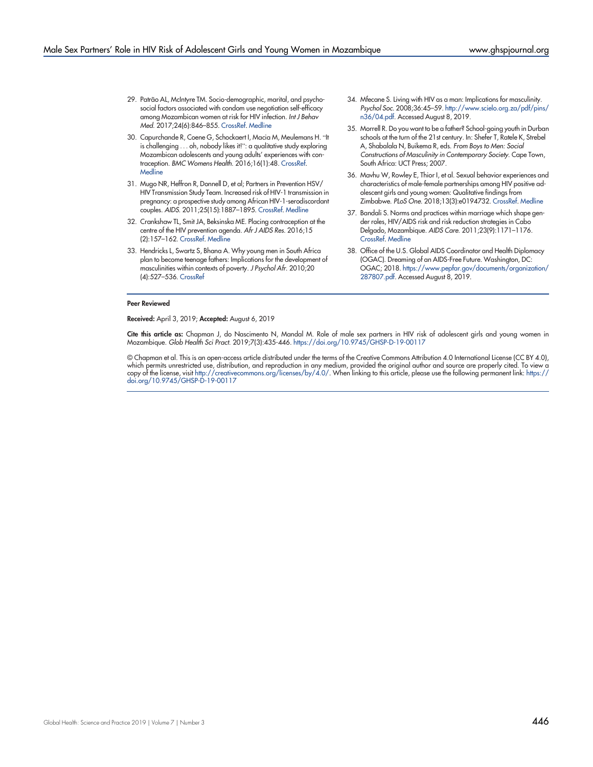29. Patrão AL, McIntyre TM. Socio-demographic, marital, and psychosocial factors associated with condom use negotiation self-efficacy among Mozambican women at risk for HIV infection. *Int J Behav Med.* 2017;24(6):846–855. CrossRef. Medline

30. Capurchande R, Coene G, Schockaert I, Macia M, Meulemans H. "It is challenging . . . oh, nobody likes it!": a qualitative study exploring Mozambican adolescents and young adults' experiences with contraception. *BMC Womens Health.* 2016;16(1):48. CrossRef. Medline

31. Mugo NR, Heffron R, Donnell D, et al; Partners in Prevention HSV/HIV Transmission Study Team. Increased risk of HIV-1 transmission in pregnancy: a prospective study among African HIV-1-serodiscordant couples. *AIDS.* 2011;25(15):1887–1895. CrossRef. Medline

32. Crankshaw TL, Smit JA, Beksinska ME. Placing contraception at the centre of the HIV prevention agenda. *Afr J AIDS Res.* 2016;15(2):157–162. CrossRef. Medline

33. Hendricks L, Swartz S, Bhana A. Why young men in South Africa plan to become teenage fathers: Implications for the development of masculinities within contexts of poverty. *J Psychol Afr.* 2010;20(4):527–536. CrossRef

34. Mfecane S. Living with HIV as a man: Implications for masculinity. *Psychol Soc.* 2008;36:45–59. http://www.scielo.org.za/pdf/pins/n36/04.pdf. Accessed August 8, 2019.

35. Morrell R. Do you want to be a father? School-going youth in Durban schools at the turn of the 21st century. In: Shefer T, Ratele K, Strebel A, Shabalala N, Buikema R, eds. *From Boys to Men: Social Constructions of Masculinity in Contemporary Society.* Cape Town, South Africa: UCT Press; 2007.

36. Mavhu W, Rowley E, Thior I, et al. Sexual behavior experiences and characteristics of male-female partnerships among HIV positive adolescent girls and young women: Qualitative findings from Zimbabwe. *PLoS One.* 2018;13(3):e0194732. CrossRef. Medline

37. Bandali S. Norms and practices within marriage which shape gender roles, HIV/AIDS risk and risk reduction strategies in Cabo Delgado, Mozambique. *AIDS Care.* 2011;23(9):1171–1176. CrossRef. Medline

38. Office of the U.S. Global AIDS Coordinator and Health Diplomacy (OGAC). Dreaming of an AIDS-Free Future. Washington, DC: OGAC; 2018. https://www.pepfar.gov/documents/organization/287807.pdf. Accessed August 8, 2019.

**Peer Reviewed**

**Received:** April 3, 2019; **Accepted:** August 6, 2019

**Cite this article as:** Chapman J, do Nascimento N, Mandal M. Role of male sex partners in HIV risk of adolescent girls and young women in Mozambique. *Glob Health Sci Pract.* 2019;7(3):435-446. https://doi.org/10.9745/GHSP-D-19-00117

© Chapman et al. This is an open-access article distributed under the terms of the Creative Commons Attribution 4.0 International License (CC BY 4.0), which permits unrestricted use, distribution, and reproduction in any medium, provided the original author and source are properly cited. To view a copy of the license, visit http://creativecommons.org/licenses/by/4.0/. When linking to this article, please use the following permanent link: https://doi.org/10.9745/GHSP-D-19-00117